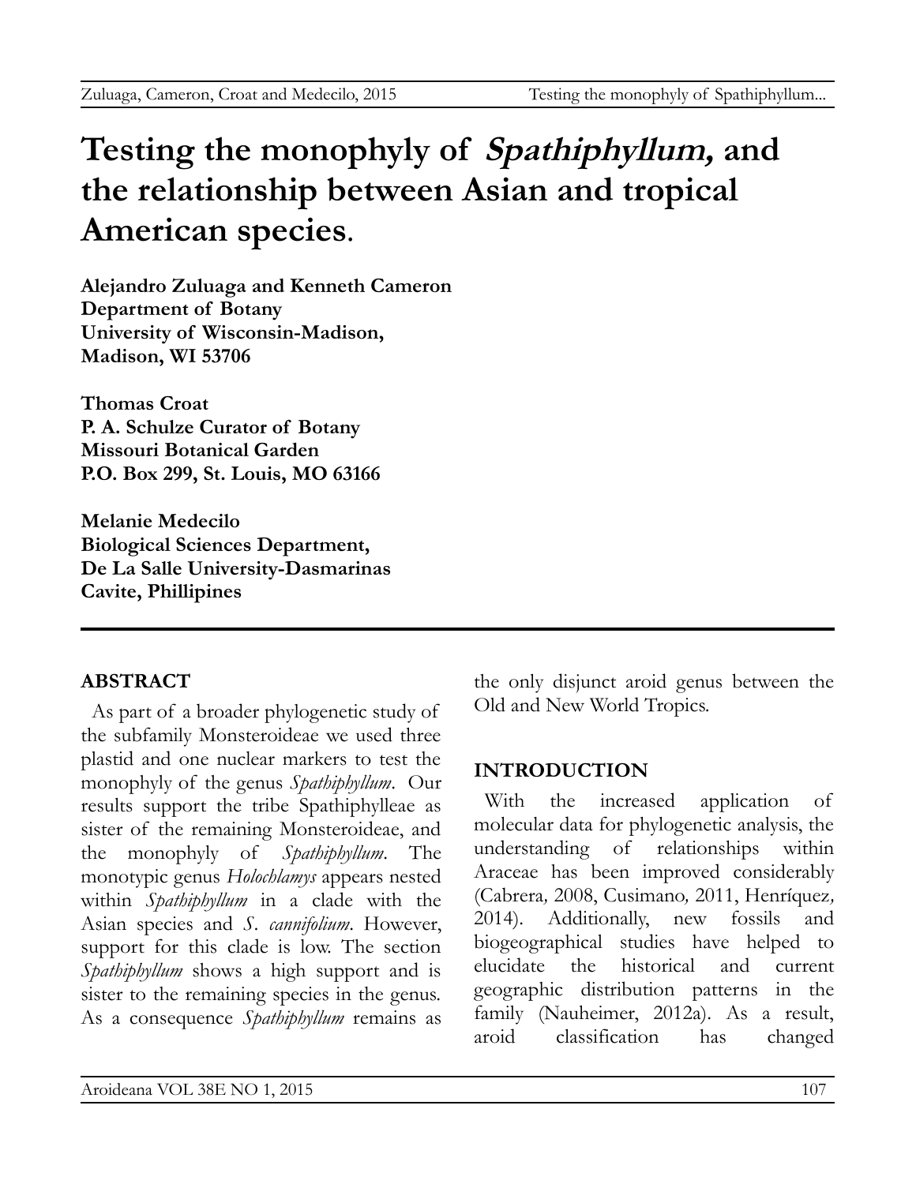# Testing the monophyly of *Spathiphyllum*, and the relationship between Asian and tropical American species.

**Alejandro Zuluaga and Kenneth Cameron**
**Department of Botany**
**University of Wisconsin-Madison,**
**Madison, WI 53706**

**Thomas Croat**
**P. A. Schulze Curator of Botany**
**Missouri Botanical Garden**
**P.O. Box 299, St. Louis, MO 63166**

**Melanie Medecilo**
**Biological Sciences Department,**
**De La Salle University-Dasmarinas**
**Cavite, Phillipines**

## ABSTRACT

As part of a broader phylogenetic study of the subfamily Monsteroideae we used three plastid and one nuclear markers to test the monophyly of the genus *Spathiphyllum*. Our results support the tribe Spathiphylleae as sister of the remaining Monsteroideae, and the monophyly of *Spathiphyllum*. The monotypic genus *Holochlamys* appears nested within *Spathiphyllum* in a clade with the Asian species and *S. cannifolium*. However, support for this clade is low. The section *Spathiphyllum* shows a high support and is sister to the remaining species in the genus. As a consequence *Spathiphyllum* remains as the only disjunct aroid genus between the Old and New World Tropics.

## INTRODUCTION

With the increased application of molecular data for phylogenetic analysis, the understanding of relationships within Araceae has been improved considerably (Cabrera*,* 2008, Cusimano*,* 2011, Henríquez*,* 2014). Additionally, new fossils and biogeographical studies have helped to elucidate the historical and current geographic distribution patterns in the family (Nauheimer, 2012a). As a result, aroid classification has changed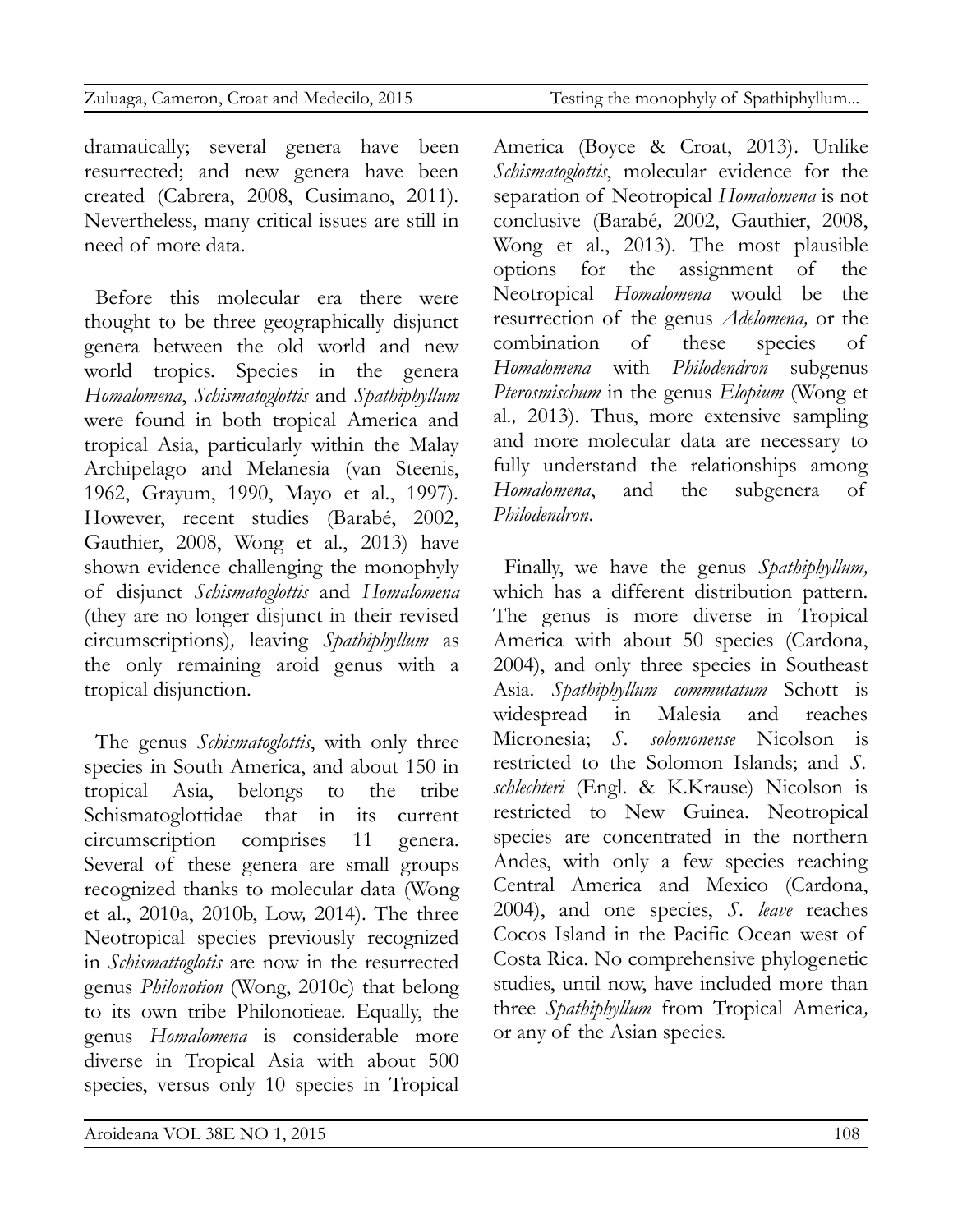dramatically; several genera have been resurrected; and new genera have been created (Cabrera, 2008, Cusimano, 2011). Nevertheless, many critical issues are still in need of more data.

Before this molecular era there were thought to be three geographically disjunct genera between the old world and new world tropics. Species in the genera *Homalomena*, *Schismatoglottis* and *Spathiphyllum* were found in both tropical America and tropical Asia, particularly within the Malay Archipelago and Melanesia (van Steenis, 1962, Grayum, 1990, Mayo et al., 1997). However, recent studies (Barabé, 2002, Gauthier, 2008, Wong et al., 2013) have shown evidence challenging the monophyly of disjunct *Schismatoglottis* and *Homalomena* (they are no longer disjunct in their revised circumscriptions), leaving *Spathiphyllum* as the only remaining aroid genus with a tropical disjunction.

The genus *Schismatoglottis*, with only three species in South America, and about 150 in tropical Asia, belongs to the tribe Schismatoglottidae that in its current circumscription comprises 11 genera. Several of these genera are small groups recognized thanks to molecular data (Wong et al., 2010a, 2010b, Low, 2014). The three Neotropical species previously recognized in *Schismattoglotis* are now in the resurrected genus *Philonotion* (Wong, 2010c) that belong to its own tribe Philonotieae. Equally, the genus *Homalomena* is considerable more diverse in Tropical Asia with about 500 species, versus only 10 species in Tropical America (Boyce & Croat, 2013). Unlike *Schismatoglottis*, molecular evidence for the separation of Neotropical *Homalomena* is not conclusive (Barabé, 2002, Gauthier, 2008, Wong et al., 2013). The most plausible options for the assignment of the Neotropical *Homalomena* would be the resurrection of the genus *Adelomena,* or the combination of these species of *Homalomena* with *Philodendron* subgenus *Pterosmischum* in the genus *Elopium* (Wong et al., 2013). Thus, more extensive sampling and more molecular data are necessary to fully understand the relationships among *Homalomena*, and the subgenera of *Philodendron*.

Finally, we have the genus *Spathiphyllum,* which has a different distribution pattern. The genus is more diverse in Tropical America with about 50 species (Cardona, 2004), and only three species in Southeast Asia. *Spathiphyllum commutatum* Schott is widespread in Malesia and reaches Micronesia; *S. solomonense* Nicolson is restricted to the Solomon Islands; and *S. schlechteri* (Engl. & K.Krause) Nicolson is restricted to New Guinea. Neotropical species are concentrated in the northern Andes, with only a few species reaching Central America and Mexico (Cardona, 2004), and one species, *S. leave* reaches Cocos Island in the Pacific Ocean west of Costa Rica. No comprehensive phylogenetic studies, until now, have included more than three *Spathiphyllum* from Tropical America, or any of the Asian species.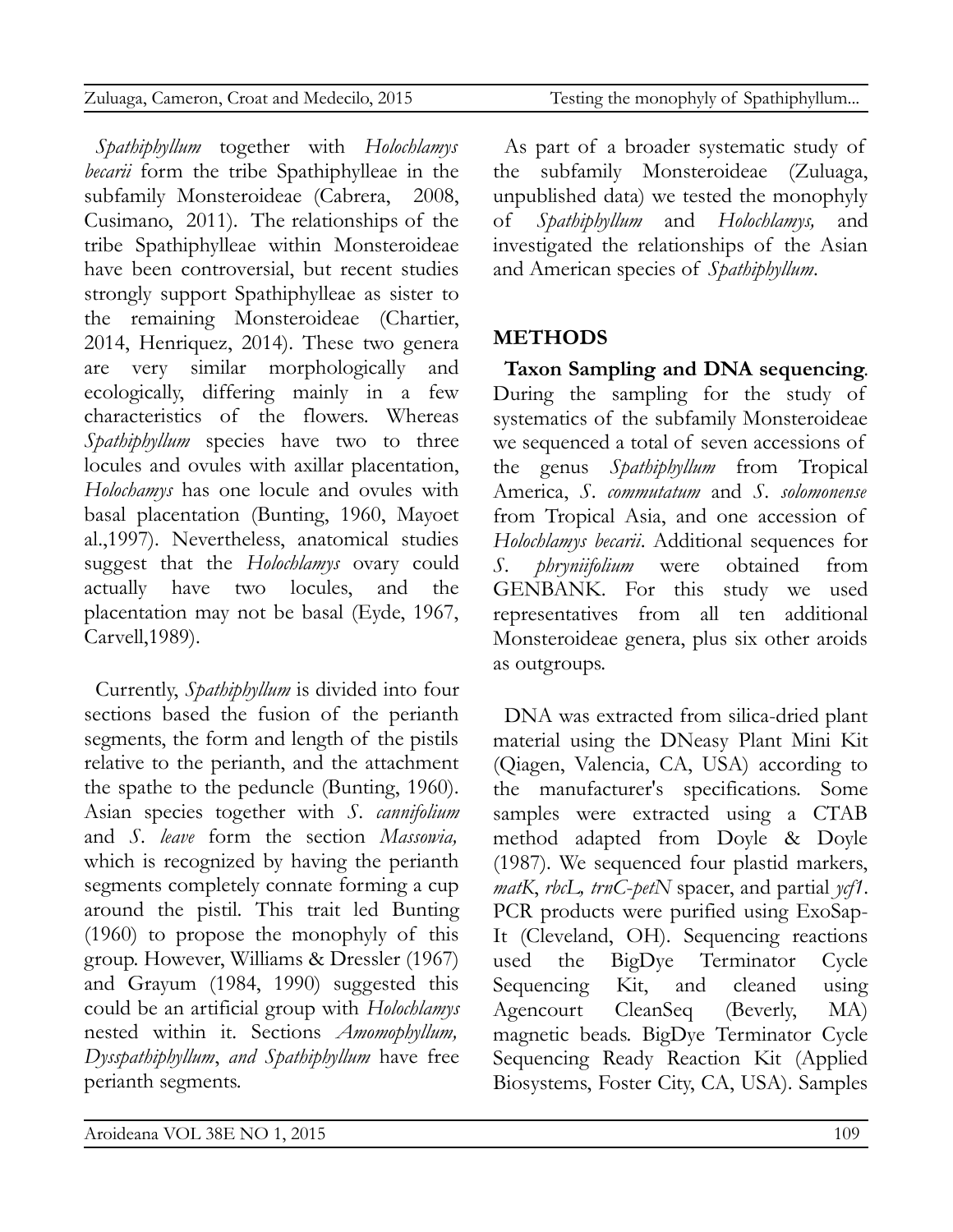*Spathiphyllum* together with *Holochlamys becarii* form the tribe Spathiphylleae in the subfamily Monsteroideae (Cabrera, 2008, Cusimano, 2011). The relationships of the tribe Spathiphylleae within Monsteroideae have been controversial, but recent studies strongly support Spathiphylleae as sister to the remaining Monsteroideae (Chartier, 2014, Henriquez, 2014). These two genera are very similar morphologically and ecologically, differing mainly in a few characteristics of the flowers. Whereas *Spathiphyllum* species have two to three locules and ovules with axillar placentation, *Holochamys* has one locule and ovules with basal placentation (Bunting, 1960, Mayoet al.,1997). Nevertheless, anatomical studies suggest that the *Holochlamys* ovary could actually have two locules, and the placentation may not be basal (Eyde, 1967, Carvell,1989).

Currently, *Spathiphyllum* is divided into four sections based the fusion of the perianth segments, the form and length of the pistils relative to the perianth, and the attachment the spathe to the peduncle (Bunting, 1960). Asian species together with *S. cannifolium* and *S. leave* form the section *Massowia,* which is recognized by having the perianth segments completely connate forming a cup around the pistil. This trait led Bunting (1960) to propose the monophyly of this group. However, Williams & Dressler (1967) and Grayum (1984, 1990) suggested this could be an artificial group with *Holochlamys* nested within it. Sections *Amomophyllum, Dysspathiphyllum*, *and Spathiphyllum* have free perianth segments.

As part of a broader systematic study of the subfamily Monsteroideae (Zuluaga, unpublished data) we tested the monophyly of *Spathiphyllum* and *Holochlamys,* and investigated the relationships of the Asian and American species of *Spathiphyllum*.

## METHODS

**Taxon Sampling and DNA sequencing**. During the sampling for the study of systematics of the subfamily Monsteroideae we sequenced a total of seven accessions of the genus *Spathiphyllum* from Tropical America, *S. commutatum* and *S. solomonense* from Tropical Asia, and one accession of *Holochlamys becarii*. Additional sequences for *S. phryniifolium* were obtained from GENBANK. For this study we used representatives from all ten additional Monsteroideae genera, plus six other aroids as outgroups.

DNA was extracted from silica-dried plant material using the DNeasy Plant Mini Kit (Qiagen, Valencia, CA, USA) according to the manufacturer's specifications. Some samples were extracted using a CTAB method adapted from Doyle & Doyle (1987). We sequenced four plastid markers, *matK*, *rbcL, trnC-petN* spacer, and partial *ycf1*. PCR products were purified using ExoSap-It (Cleveland, OH). Sequencing reactions used the BigDye Terminator Cycle Sequencing Kit, and cleaned using Agencourt CleanSeq (Beverly, MA) magnetic beads. BigDye Terminator Cycle Sequencing Ready Reaction Kit (Applied Biosystems, Foster City, CA, USA). Samples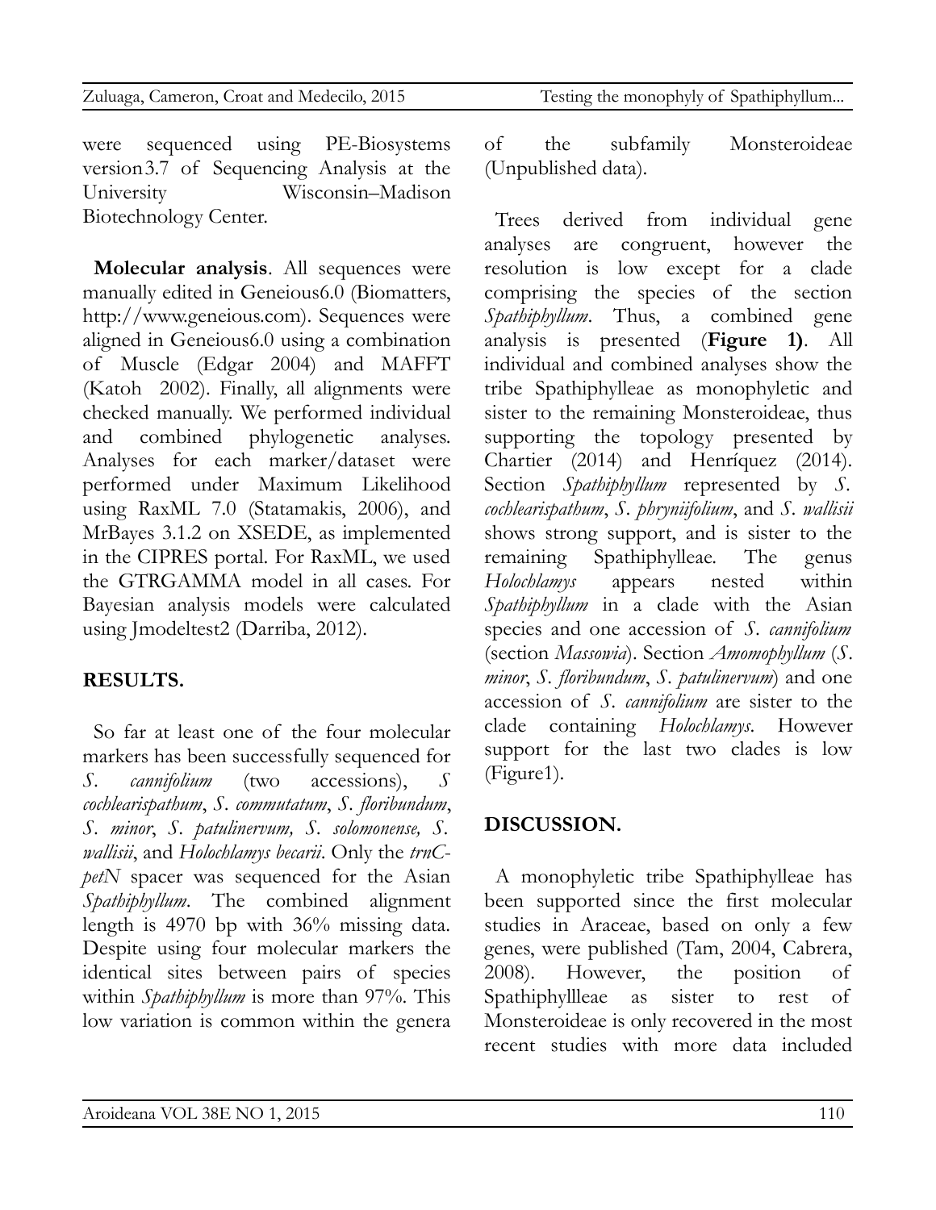were sequenced using PE-Biosystems version3.7 of Sequencing Analysis at the University Wisconsin–Madison Biotechnology Center.

**Molecular analysis**. All sequences were manually edited in Geneious6.0 (Biomatters, http://www.geneious.com). Sequences were aligned in Geneious6.0 using a combination of Muscle (Edgar 2004) and MAFFT (Katoh 2002). Finally, all alignments were checked manually. We performed individual and combined phylogenetic analyses. Analyses for each marker/dataset were performed under Maximum Likelihood using RaxML 7.0 (Statamakis, 2006), and MrBayes 3.1.2 on XSEDE, as implemented in the CIPRES portal. For RaxML, we used the GTRGAMMA model in all cases. For Bayesian analysis models were calculated using Jmodeltest2 (Darriba, 2012).

## RESULTS.

So far at least one of the four molecular markers has been successfully sequenced for *S. cannifolium* (two accessions), *S cochlearispathum*, *S. commutatum*, *S. floribundum*, *S. minor*, *S. patulinervum, S. solomonense, S. wallisii*, and *Holochlamys becarii*. Only the *trnC-petN* spacer was sequenced for the Asian *Spathiphyllum*. The combined alignment length is 4970 bp with 36% missing data. Despite using four molecular markers the identical sites between pairs of species within *Spathiphyllum* is more than 97%. This low variation is common within the genera of the subfamily Monsteroideae (Unpublished data).

Trees derived from individual gene analyses are congruent, however the resolution is low except for a clade comprising the species of the section *Spathiphyllum*. Thus, a combined gene analysis is presented (**Figure 1)**. All individual and combined analyses show the tribe Spathiphylleae as monophyletic and sister to the remaining Monsteroideae, thus supporting the topology presented by Chartier (2014) and Henríquez (2014). Section *Spathiphyllum* represented by *S. cochlearispathum*, *S. phryniifolium*, and *S. wallisii* shows strong support, and is sister to the remaining Spathiphylleae. The genus *Holochlamys* appears nested within *Spathiphyllum* in a clade with the Asian species and one accession of *S. cannifolium* (section *Massowia*). Section *Amomophyllum* (*S. minor*, *S. floribundum*, *S. patulinervum*) and one accession of *S. cannifolium* are sister to the clade containing *Holochlamys*. However support for the last two clades is low (Figure1).

## DISCUSSION.

A monophyletic tribe Spathiphylleae has been supported since the first molecular studies in Araceae, based on only a few genes, were published (Tam, 2004, Cabrera, 2008). However, the position of Spathiphyllleae as sister to rest of Monsteroideae is only recovered in the most recent studies with more data included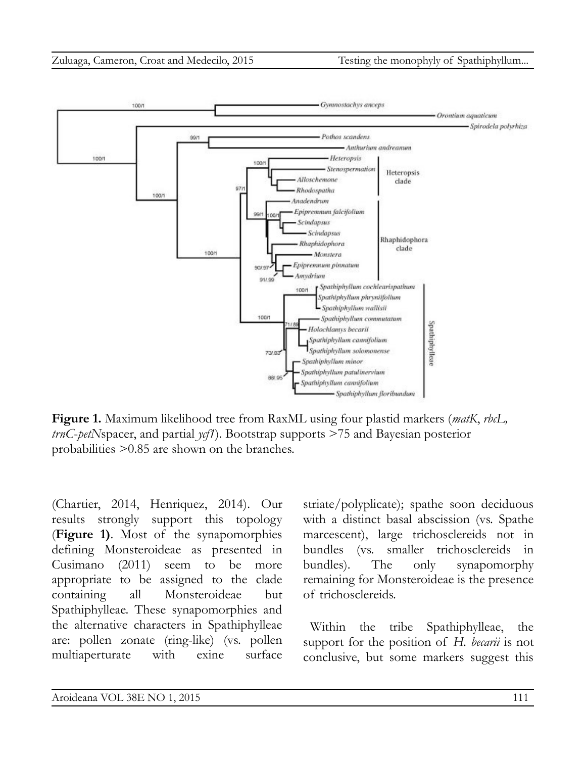**Figure 1.** Maximum likelihood tree from RaxML using four plastid markers (*matK*, *rbcL*, *trnC-petN*spacer, and partial *ycf1*). Bootstrap supports >75 and Bayesian posterior probabilities >0.85 are shown on the branches.

(Chartier, 2014, Henriquez, 2014). Our results strongly support this topology (**Figure 1)**. Most of the synapomorphies defining Monsteroideae as presented in Cusimano (2011) seem to be more appropriate to be assigned to the clade containing all Monsteroideae but Spathiphylleae. These synapomorphies and the alternative characters in Spathiphylleae are: pollen zonate (ring-like) (vs. pollen multiaperturate with exine surface striate/polyplicate); spathe soon deciduous with a distinct basal abscission (vs. Spathe marcescent), large trichosclereids not in bundles (vs. smaller trichosclereids in bundles). The only synapomorphy remaining for Monsteroideae is the presence of trichosclereids.

Within the tribe Spathiphylleae, the support for the position of *H. becarii* is not conclusive, but some markers suggest this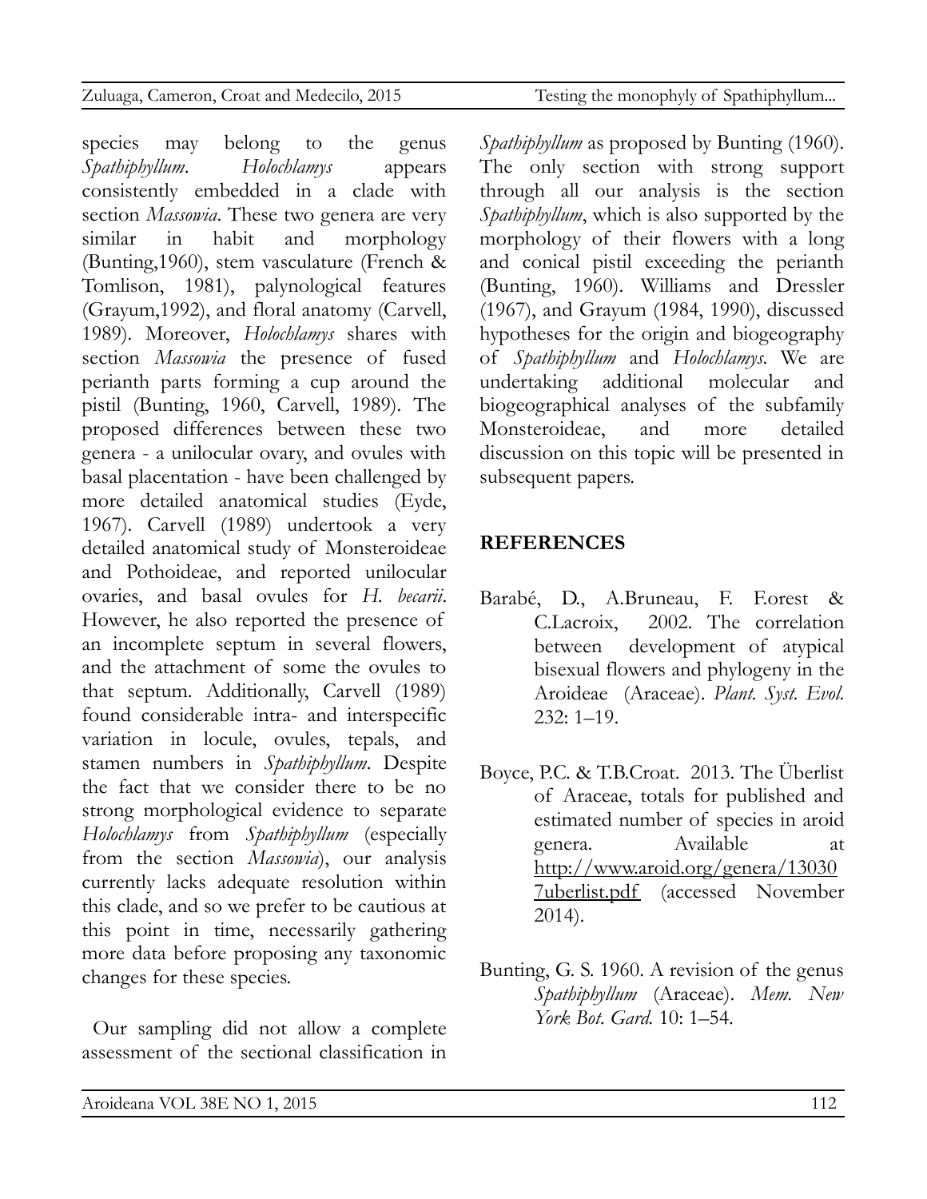species may belong to the genus *Spathiphyllum*. *Holochlamys* appears consistently embedded in a clade with section *Massowia*. These two genera are very similar in habit and morphology (Bunting,1960), stem vasculature (French & Tomlison, 1981), palynological features (Grayum,1992), and floral anatomy (Carvell, 1989). Moreover, *Holochlamys* shares with section *Massowia* the presence of fused perianth parts forming a cup around the pistil (Bunting, 1960, Carvell, 1989). The proposed differences between these two genera - a unilocular ovary, and ovules with basal placentation - have been challenged by more detailed anatomical studies (Eyde, 1967). Carvell (1989) undertook a very detailed anatomical study of Monsteroideae and Pothoideae, and reported unilocular ovaries, and basal ovules for *H. becarii*. However, he also reported the presence of an incomplete septum in several flowers, and the attachment of some the ovules to that septum. Additionally, Carvell (1989) found considerable intra- and interspecific variation in locule, ovules, tepals, and stamen numbers in *Spathiphyllum*. Despite the fact that we consider there to be no strong morphological evidence to separate *Holochlamys* from *Spathiphyllum* (especially from the section *Massowia*), our analysis currently lacks adequate resolution within this clade, and so we prefer to be cautious at this point in time, necessarily gathering more data before proposing any taxonomic changes for these species.

Our sampling did not allow a complete assessment of the sectional classification in *Spathiphyllum* as proposed by Bunting (1960). The only section with strong support through all our analysis is the section *Spathiphyllum*, which is also supported by the morphology of their flowers with a long and conical pistil exceeding the perianth (Bunting, 1960). Williams and Dressler (1967), and Grayum (1984, 1990), discussed hypotheses for the origin and biogeography of *Spathiphyllum* and *Holochlamys*. We are undertaking additional molecular and biogeographical analyses of the subfamily Monsteroideae, and more detailed discussion on this topic will be presented in subsequent papers.

## REFERENCES

Barabé, D., A.Bruneau, F. F.orest & C.Lacroix, 2002. The correlation between development of atypical bisexual flowers and phylogeny in the Aroideae (Araceae). *Plant. Syst. Evol.* 232: 1–19.

Boyce, P.C. & T.B.Croat. 2013. The Überlist of Araceae, totals for published and estimated number of species in aroid genera. Available at http://www.aroid.org/genera/130307uberlist.pdf (accessed November 2014).

Bunting, G. S. 1960. A revision of the genus *Spathiphyllum* (Araceae). *Mem. New York Bot. Gard.* 10: 1–54.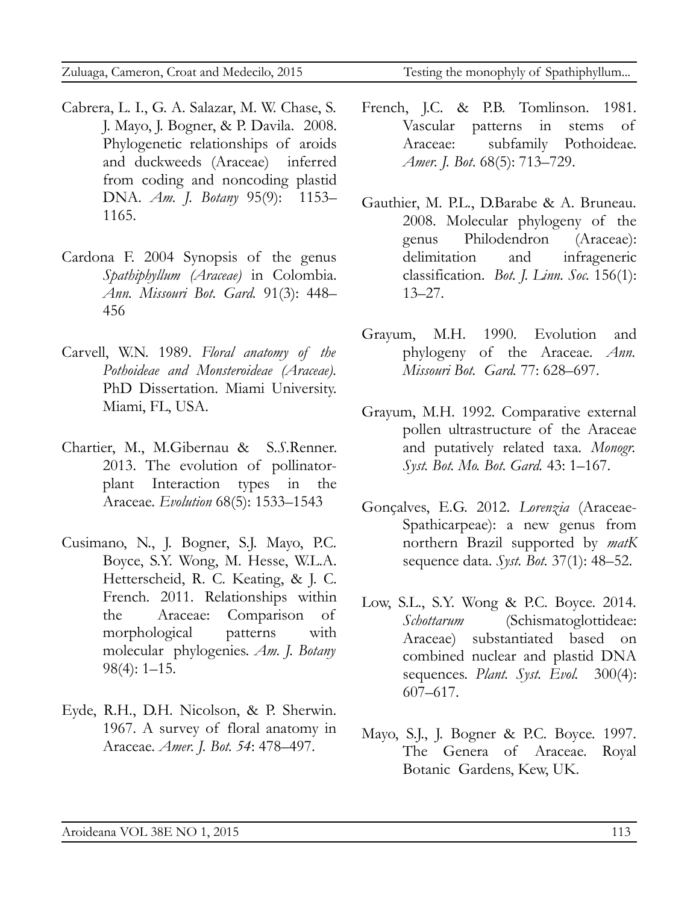Cabrera, L. I., G. A. Salazar, M. W. Chase, S. J. Mayo, J. Bogner, & P. Davila. 2008. Phylogenetic relationships of aroids and duckweeds (Araceae) inferred from coding and noncoding plastid DNA. *Am. J. Botany* 95(9): 1153–1165.

Cardona F. 2004 Synopsis of the genus *Spathiphyllum (Araceae)* in Colombia. *Ann. Missouri Bot. Gard.* 91(3): 448–456

Carvell, W.N. 1989. *Floral anatomy of the Pothoideae and Monsteroideae (Araceae).* PhD Dissertation. Miami University. Miami, FL, USA.

Chartier, M., M.Gibernau & S.*S*.Renner. 2013. The evolution of pollinator-plant Interaction types in the Araceae. *Evolution* 68(5): 1533–1543

Cusimano, N., J. Bogner, S.J. Mayo, P.C. Boyce, S.Y. Wong, M. Hesse, W.L.A. Hetterscheid, R. C. Keating, & J. C. French. 2011. Relationships within the Araceae: Comparison of morphological patterns with molecular phylogenies. *Am. J. Botany* 98(4): 1–15.

Eyde, R.H., D.H. Nicolson, & P. Sherwin. 1967. A survey of floral anatomy in Araceae. *Amer. J. Bot. 54*: 478–497.

French, J.C. & P.B. Tomlinson. 1981. Vascular patterns in stems of Araceae: subfamily Pothoideae. *Amer. J. Bot*. 68(5): 713–729.

Gauthier, M. P.L., D.Barabe & A. Bruneau. 2008. Molecular phylogeny of the genus Philodendron (Araceae): delimitation and infrageneric classification. *Bot. J. Linn. Soc.* 156(1): 13–27.

Grayum, M.H. 1990. Evolution and phylogeny of the Araceae. *Ann. Missouri Bot. Gard.* 77: 628–697.

Grayum, M.H. 1992. Comparative external pollen ultrastructure of the Araceae and putatively related taxa. *Monogr. Syst. Bot. Mo. Bot. Gard.* 43: 1–167.

Gonçalves, E.G. 2012. *Lorenzia* (Araceae-Spathicarpeae): a new genus from northern Brazil supported by *matK* sequence data. *Syst. Bot.* 37(1): 48–52.

Low, S.L., S.Y. Wong & P.C. Boyce. 2014. *Schottarum* (Schismatoglottideae: Araceae) substantiated based on combined nuclear and plastid DNA sequences. *Plant. Syst. Evol.* 300(4): 607–617.

Mayo, S.J., J. Bogner & P.C. Boyce. 1997. The Genera of Araceae. Royal Botanic Gardens, Kew, UK.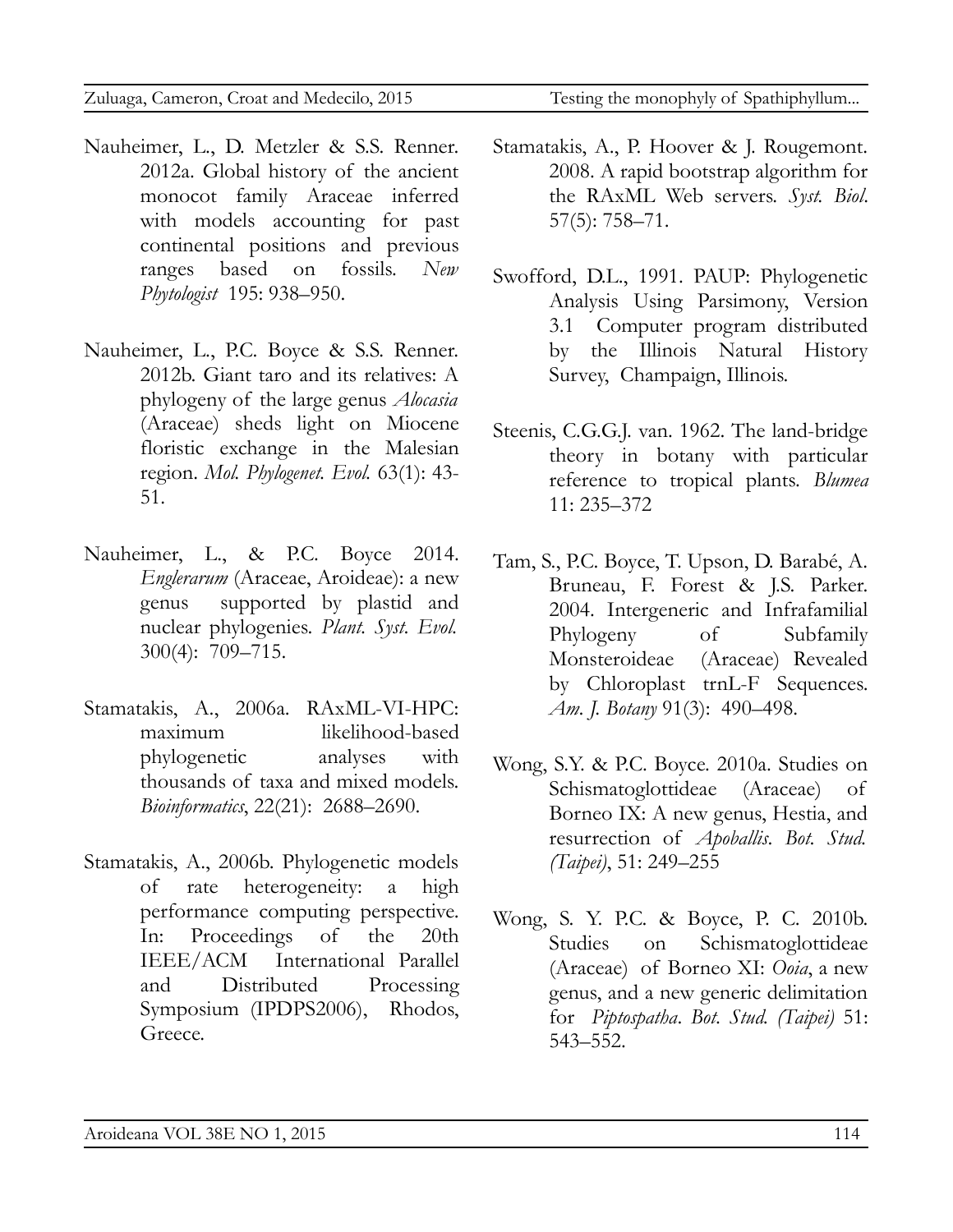Nauheimer, L., D. Metzler & S.S. Renner. 2012a. Global history of the ancient monocot family Araceae inferred with models accounting for past continental positions and previous ranges based on fossils. *New Phytologist* 195: 938–950.

Nauheimer, L., P.C. Boyce & S.S. Renner. 2012b. Giant taro and its relatives: A phylogeny of the large genus *Alocasia* (Araceae) sheds light on Miocene floristic exchange in the Malesian region. *Mol. Phylogenet. Evol.* 63(1): 43-51.

Nauheimer, L., & P.C. Boyce 2014. *Englerarum* (Araceae, Aroideae): a new genus supported by plastid and nuclear phylogenies. *Plant. Syst. Evol.* 300(4): 709–715.

Stamatakis, A., 2006a. RAxML-VI-HPC: maximum likelihood-based phylogenetic analyses with thousands of taxa and mixed models. *Bioinformatics*, 22(21): 2688–2690.

Stamatakis, A., 2006b. Phylogenetic models of rate heterogeneity: a high performance computing perspective. In: Proceedings of the 20th IEEE/ACM International Parallel and Distributed Processing Symposium (IPDPS2006), Rhodos, Greece.

Stamatakis, A., P. Hoover & J. Rougemont. 2008. A rapid bootstrap algorithm for the RAxML Web servers. *Syst. Biol.* 57(5): 758–71.

Swofford, D.L., 1991. PAUP: Phylogenetic Analysis Using Parsimony, Version 3.1 Computer program distributed by the Illinois Natural History Survey, Champaign, Illinois.

Steenis, C.G.G.J. van. 1962. The land-bridge theory in botany with particular reference to tropical plants. *Blumea* 11: 235–372

Tam, S., P.C. Boyce, T. Upson, D. Barabé, A. Bruneau, F. Forest & J.S. Parker. 2004. Intergeneric and Infrafamilial Phylogeny of Subfamily Monsteroideae (Araceae) Revealed by Chloroplast trnL-F Sequences. *Am. J. Botany* 91(3): 490–498.

Wong, S.Y. & P.C. Boyce. 2010a. Studies on Schismatoglottideae (Araceae) of Borneo IX: A new genus, Hestia, and resurrection of *Apoballis*. *Bot. Stud. (Taipei)*, 51: 249–255

Wong, S. Y. P.C. & Boyce, P. C. 2010b. Studies on Schismatoglottideae (Araceae) of Borneo XI: *Ooia*, a new genus, and a new generic delimitation for *Piptospatha*. *Bot. Stud. (Taipei)* 51: 543–552.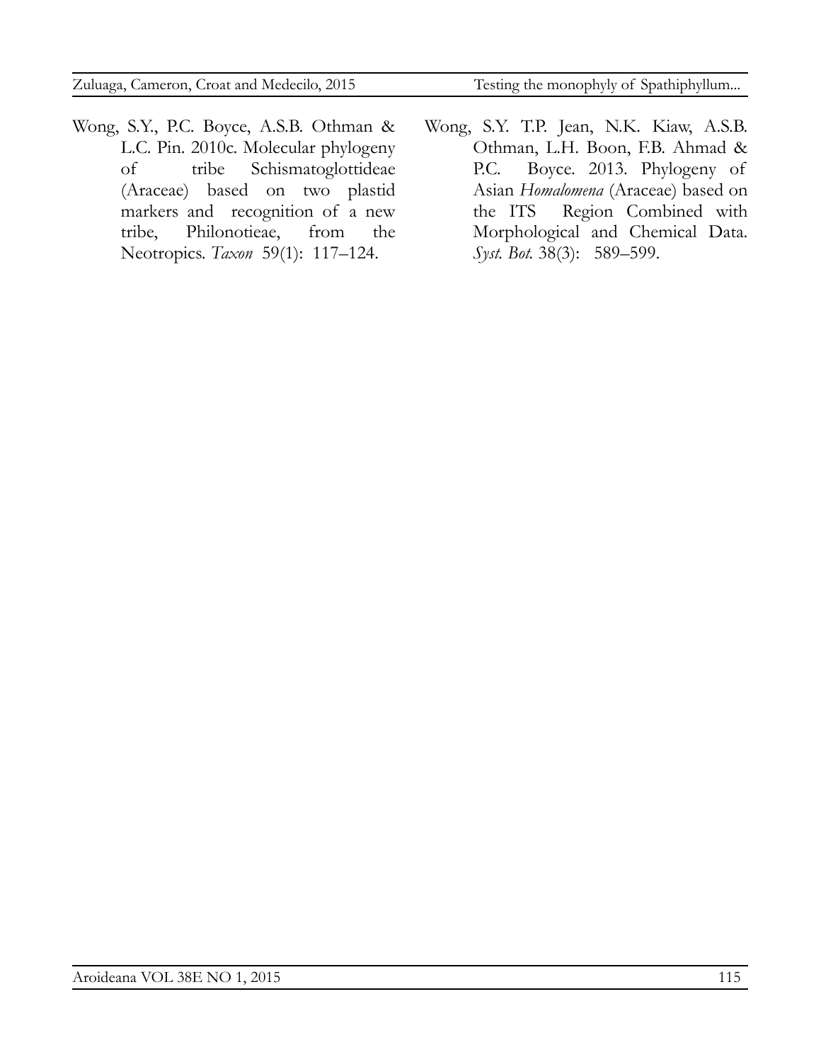Wong, S.Y., P.C. Boyce, A.S.B. Othman & L.C. Pin. 2010c. Molecular phylogeny of tribe Schismatoglottideae (Araceae) based on two plastid markers and recognition of a new tribe, Philonotieae, from the Neotropics. *Taxon* 59(1): 117–124.

Wong, S.Y. T.P. Jean, N.K. Kiaw, A.S.B. Othman, L.H. Boon, F.B. Ahmad & P.C. Boyce. 2013. Phylogeny of Asian *Homalomena* (Araceae) based on the ITS Region Combined with Morphological and Chemical Data. *Syst. Bot.* 38(3): 589–599.